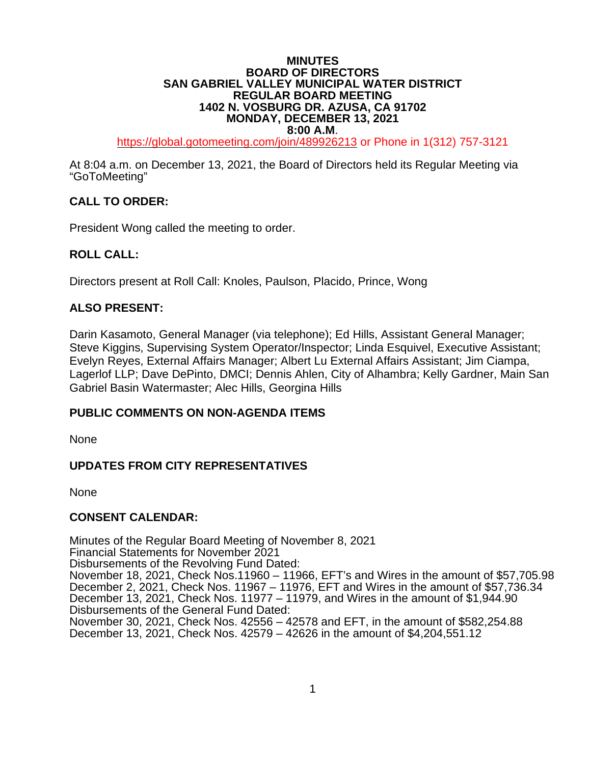**MINUTES**
**BOARD OF DIRECTORS**
**SAN GABRIEL VALLEY MUNICIPAL WATER DISTRICT**
**REGULAR BOARD MEETING**
**1402 N. VOSBURG DR. AZUSA, CA 91702**
**MONDAY, DECEMBER 13, 2021**
**8:00 A.M**.

https://global.gotomeeting.com/join/489926213 or Phone in 1(312) 757-3121

At 8:04 a.m. on December 13, 2021, the Board of Directors held its Regular Meeting via "GoToMeeting"

## CALL TO ORDER:

President Wong called the meeting to order.

## ROLL CALL:

Directors present at Roll Call: Knoles, Paulson, Placido, Prince, Wong

## ALSO PRESENT:

Darin Kasamoto, General Manager (via telephone); Ed Hills, Assistant General Manager; Steve Kiggins, Supervising System Operator/Inspector; Linda Esquivel, Executive Assistant; Evelyn Reyes, External Affairs Manager; Albert Lu External Affairs Assistant; Jim Ciampa, Lagerlof LLP; Dave DePinto, DMCI; Dennis Ahlen, City of Alhambra; Kelly Gardner, Main San Gabriel Basin Watermaster; Alec Hills, Georgina Hills

## PUBLIC COMMENTS ON NON-AGENDA ITEMS

None

## UPDATES FROM CITY REPRESENTATIVES

None

## CONSENT CALENDAR:

Minutes of the Regular Board Meeting of November 8, 2021
Financial Statements for November 2021
Disbursements of the Revolving Fund Dated:
November 18, 2021, Check Nos.11960 – 11966, EFT's and Wires in the amount of $57,705.98
December 2, 2021, Check Nos. 11967 – 11976, EFT and Wires in the amount of $57,736.34
December 13, 2021, Check Nos. 11977 – 11979, and Wires in the amount of $1,944.90
Disbursements of the General Fund Dated:
November 30, 2021, Check Nos. 42556 – 42578 and EFT, in the amount of $582,254.88
December 13, 2021, Check Nos. 42579 – 42626 in the amount of $4,204,551.12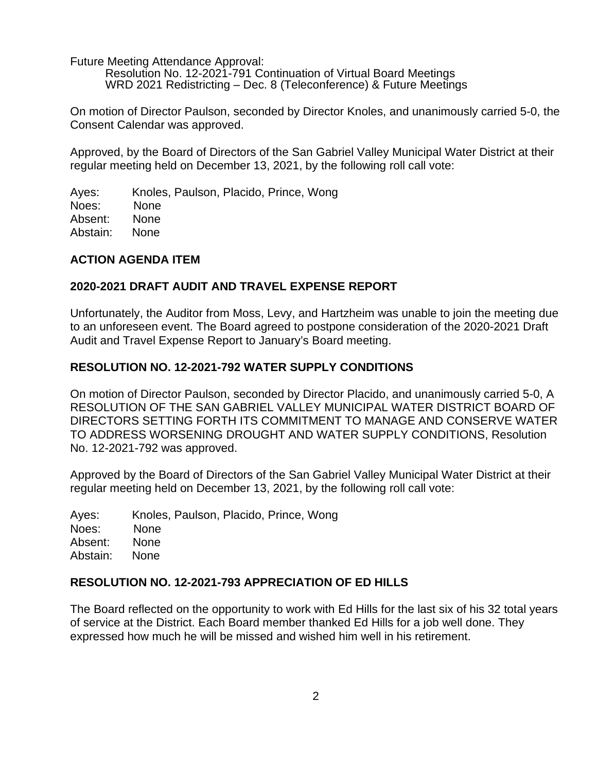Future Meeting Attendance Approval:

Resolution No. 12-2021-791 Continuation of Virtual Board Meetings
WRD 2021 Redistricting – Dec. 8 (Teleconference) & Future Meetings

On motion of Director Paulson, seconded by Director Knoles, and unanimously carried 5-0, the Consent Calendar was approved.

Approved, by the Board of Directors of the San Gabriel Valley Municipal Water District at their regular meeting held on December 13, 2021, by the following roll call vote:

Ayes: Knoles, Paulson, Placido, Prince, Wong
Noes: None
Absent: None
Abstain: None

## ACTION AGENDA ITEM

## 2020-2021 DRAFT AUDIT AND TRAVEL EXPENSE REPORT

Unfortunately, the Auditor from Moss, Levy, and Hartzheim was unable to join the meeting due to an unforeseen event. The Board agreed to postpone consideration of the 2020-2021 Draft Audit and Travel Expense Report to January's Board meeting.

## RESOLUTION NO. 12-2021-792 WATER SUPPLY CONDITIONS

On motion of Director Paulson, seconded by Director Placido, and unanimously carried 5-0, A RESOLUTION OF THE SAN GABRIEL VALLEY MUNICIPAL WATER DISTRICT BOARD OF DIRECTORS SETTING FORTH ITS COMMITMENT TO MANAGE AND CONSERVE WATER TO ADDRESS WORSENING DROUGHT AND WATER SUPPLY CONDITIONS, Resolution No. 12-2021-792 was approved.

Approved by the Board of Directors of the San Gabriel Valley Municipal Water District at their regular meeting held on December 13, 2021, by the following roll call vote:

Ayes: Knoles, Paulson, Placido, Prince, Wong
Noes: None
Absent: None
Abstain: None

## RESOLUTION NO. 12-2021-793 APPRECIATION OF ED HILLS

The Board reflected on the opportunity to work with Ed Hills for the last six of his 32 total years of service at the District. Each Board member thanked Ed Hills for a job well done. They expressed how much he will be missed and wished him well in his retirement.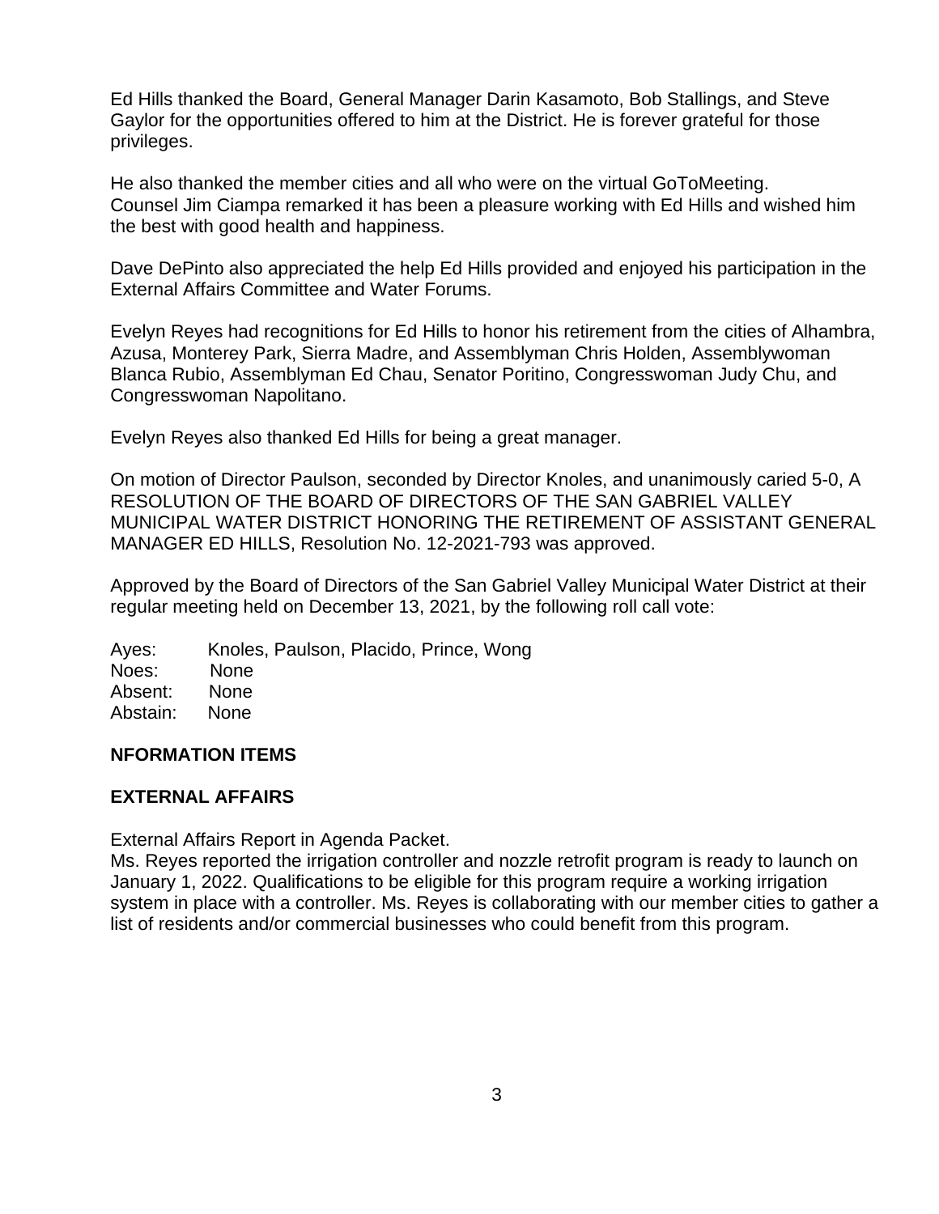Ed Hills thanked the Board, General Manager Darin Kasamoto, Bob Stallings, and Steve Gaylor for the opportunities offered to him at the District. He is forever grateful for those privileges.

He also thanked the member cities and all who were on the virtual GoToMeeting. Counsel Jim Ciampa remarked it has been a pleasure working with Ed Hills and wished him the best with good health and happiness.

Dave DePinto also appreciated the help Ed Hills provided and enjoyed his participation in the External Affairs Committee and Water Forums.

Evelyn Reyes had recognitions for Ed Hills to honor his retirement from the cities of Alhambra, Azusa, Monterey Park, Sierra Madre, and Assemblyman Chris Holden, Assemblywoman Blanca Rubio, Assemblyman Ed Chau, Senator Poritino, Congresswoman Judy Chu, and Congresswoman Napolitano.

Evelyn Reyes also thanked Ed Hills for being a great manager.

On motion of Director Paulson, seconded by Director Knoles, and unanimously caried 5-0, A RESOLUTION OF THE BOARD OF DIRECTORS OF THE SAN GABRIEL VALLEY MUNICIPAL WATER DISTRICT HONORING THE RETIREMENT OF ASSISTANT GENERAL MANAGER ED HILLS, Resolution No. 12-2021-793 was approved.

Approved by the Board of Directors of the San Gabriel Valley Municipal Water District at their regular meeting held on December 13, 2021, by the following roll call vote:

Ayes: Knoles, Paulson, Placido, Prince, Wong
Noes: None
Absent: None
Abstain: None

**NFORMATION ITEMS**

**EXTERNAL AFFAIRS**

External Affairs Report in Agenda Packet.
Ms. Reyes reported the irrigation controller and nozzle retrofit program is ready to launch on January 1, 2022. Qualifications to be eligible for this program require a working irrigation system in place with a controller. Ms. Reyes is collaborating with our member cities to gather a list of residents and/or commercial businesses who could benefit from this program.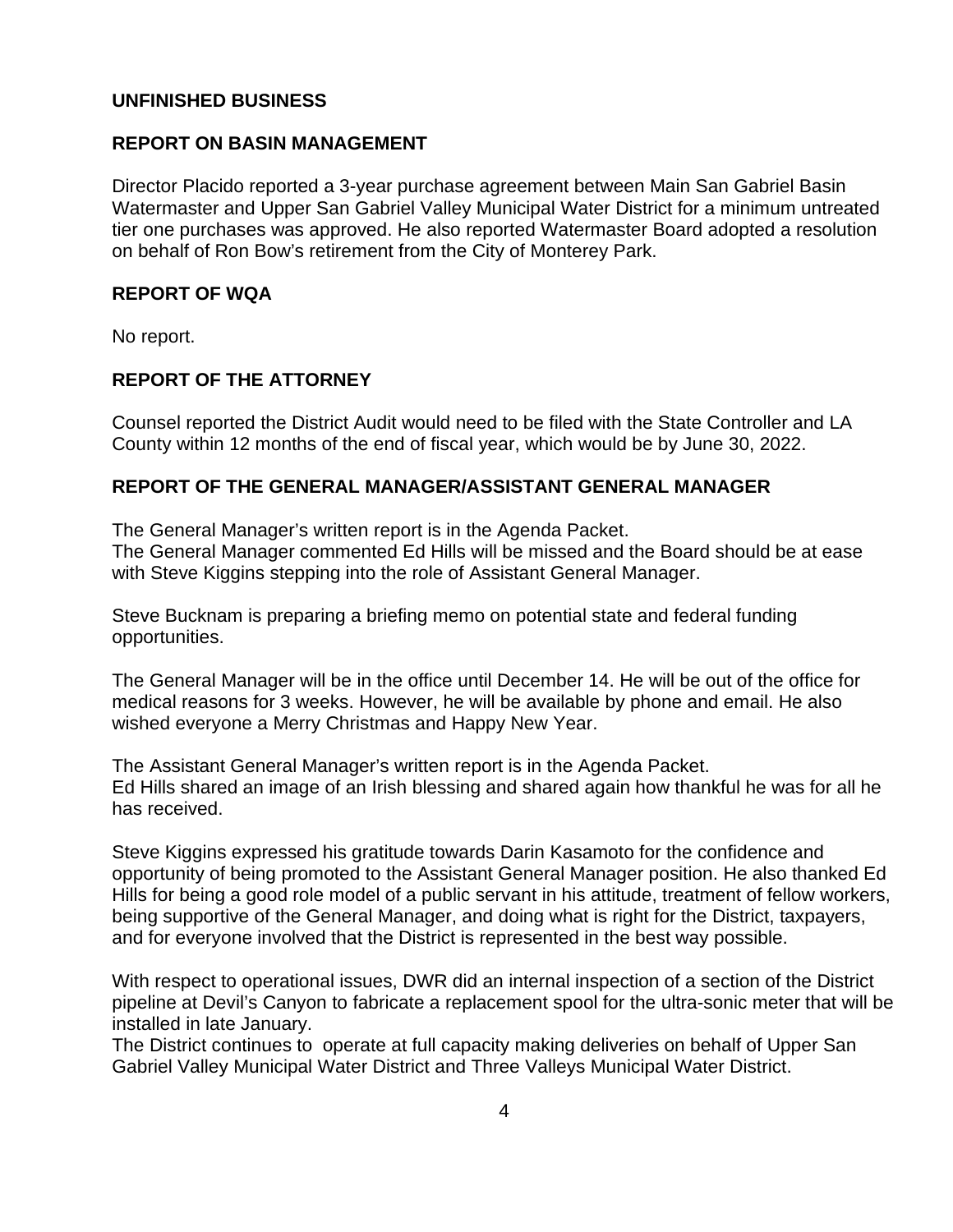## UNFINISHED BUSINESS

## REPORT ON BASIN MANAGEMENT

Director Placido reported a 3-year purchase agreement between Main San Gabriel Basin Watermaster and Upper San Gabriel Valley Municipal Water District for a minimum untreated tier one purchases was approved. He also reported Watermaster Board adopted a resolution on behalf of Ron Bow's retirement from the City of Monterey Park.

## REPORT OF WQA

No report.

## REPORT OF THE ATTORNEY

Counsel reported the District Audit would need to be filed with the State Controller and LA County within 12 months of the end of fiscal year, which would be by June 30, 2022.

## REPORT OF THE GENERAL MANAGER/ASSISTANT GENERAL MANAGER

The General Manager's written report is in the Agenda Packet.
The General Manager commented Ed Hills will be missed and the Board should be at ease with Steve Kiggins stepping into the role of Assistant General Manager.

Steve Bucknam is preparing a briefing memo on potential state and federal funding opportunities.

The General Manager will be in the office until December 14. He will be out of the office for medical reasons for 3 weeks. However, he will be available by phone and email. He also wished everyone a Merry Christmas and Happy New Year.

The Assistant General Manager's written report is in the Agenda Packet.
Ed Hills shared an image of an Irish blessing and shared again how thankful he was for all he has received.

Steve Kiggins expressed his gratitude towards Darin Kasamoto for the confidence and opportunity of being promoted to the Assistant General Manager position. He also thanked Ed Hills for being a good role model of a public servant in his attitude, treatment of fellow workers, being supportive of the General Manager, and doing what is right for the District, taxpayers, and for everyone involved that the District is represented in the best way possible.

With respect to operational issues, DWR did an internal inspection of a section of the District pipeline at Devil's Canyon to fabricate a replacement spool for the ultra-sonic meter that will be installed in late January.
The District continues to operate at full capacity making deliveries on behalf of Upper San Gabriel Valley Municipal Water District and Three Valleys Municipal Water District.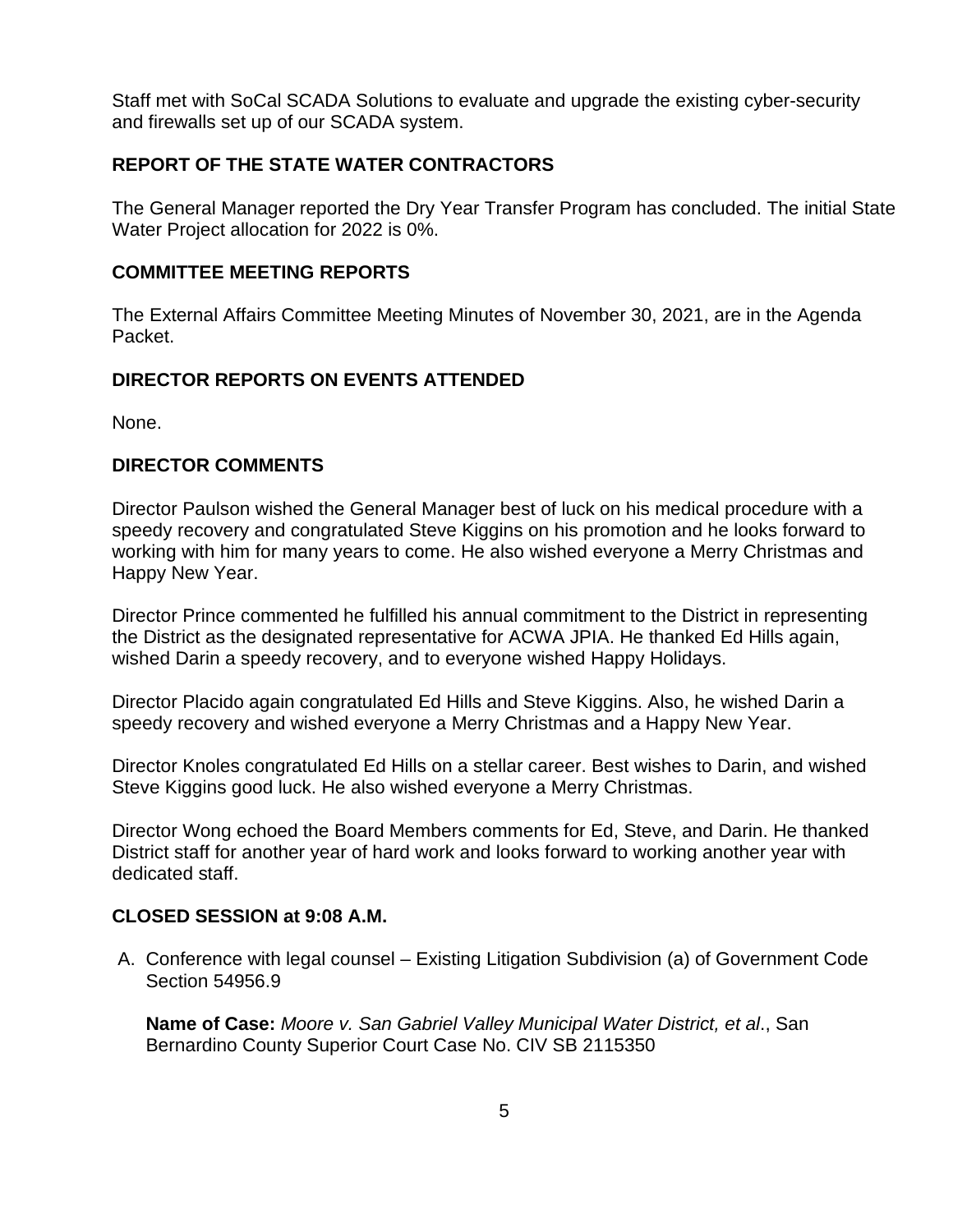Staff met with SoCal SCADA Solutions to evaluate and upgrade the existing cyber-security and firewalls set up of our SCADA system.

## REPORT OF THE STATE WATER CONTRACTORS

The General Manager reported the Dry Year Transfer Program has concluded. The initial State Water Project allocation for 2022 is 0%.

## COMMITTEE MEETING REPORTS

The External Affairs Committee Meeting Minutes of November 30, 2021, are in the Agenda Packet.

## DIRECTOR REPORTS ON EVENTS ATTENDED

None.

## DIRECTOR COMMENTS

Director Paulson wished the General Manager best of luck on his medical procedure with a speedy recovery and congratulated Steve Kiggins on his promotion and he looks forward to working with him for many years to come. He also wished everyone a Merry Christmas and Happy New Year.

Director Prince commented he fulfilled his annual commitment to the District in representing the District as the designated representative for ACWA JPIA. He thanked Ed Hills again, wished Darin a speedy recovery, and to everyone wished Happy Holidays.

Director Placido again congratulated Ed Hills and Steve Kiggins. Also, he wished Darin a speedy recovery and wished everyone a Merry Christmas and a Happy New Year.

Director Knoles congratulated Ed Hills on a stellar career. Best wishes to Darin, and wished Steve Kiggins good luck. He also wished everyone a Merry Christmas.

Director Wong echoed the Board Members comments for Ed, Steve, and Darin. He thanked District staff for another year of hard work and looks forward to working another year with dedicated staff.

## CLOSED SESSION at 9:08 A.M.

A. Conference with legal counsel – Existing Litigation Subdivision (a) of Government Code Section 54956.9

   **Name of Case:** *Moore v. San Gabriel Valley Municipal Water District, et al*., San Bernardino County Superior Court Case No. CIV SB 2115350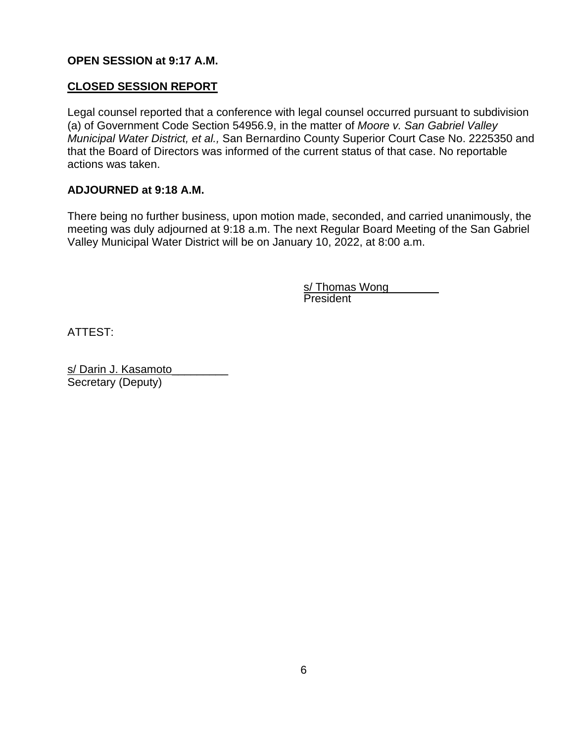**OPEN SESSION at 9:17 A.M.**

**<u>CLOSED SESSION REPORT</u>**

Legal counsel reported that a conference with legal counsel occurred pursuant to subdivision (a) of Government Code Section 54956.9, in the matter of *Moore v. San Gabriel Valley Municipal Water District, et al.,* San Bernardino County Superior Court Case No. 2225350 and that the Board of Directors was informed of the current status of that case. No reportable actions was taken.

**ADJOURNED at 9:18 A.M.**

There being no further business, upon motion made, seconded, and carried unanimously, the meeting was duly adjourned at 9:18 a.m. The next Regular Board Meeting of the San Gabriel Valley Municipal Water District will be on January 10, 2022, at 8:00 a.m.

s/ Thomas Wong
President

ATTEST:

s/ Darin J. Kasamoto
Secretary (Deputy)